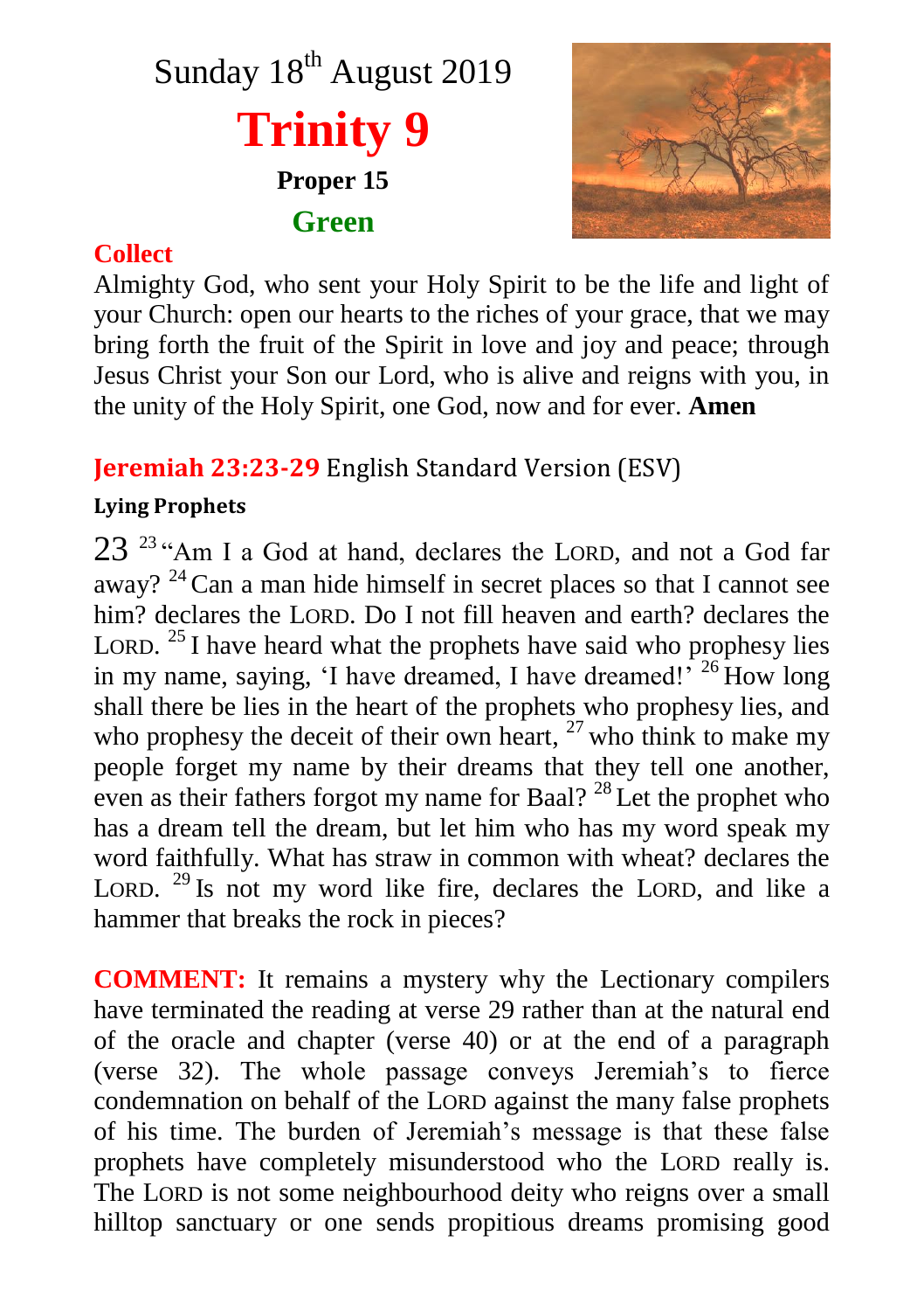# Sunday 18th August 2019

## Trinity 9

**Proper 15**

**Green**

**Collect**

Almighty God, who sent your Holy Spirit to be the life and light of your Church: open our hearts to the riches of your grace, that we may bring forth the fruit of the Spirit in love and joy and peace; through Jesus Christ your Son our Lord, who is alive and reigns with you, in the unity of the Holy Spirit, one God, now and for ever. **Amen**

### Jeremiah 23:23-29 English Standard Version (ESV)

**Lying Prophets**

23 [23] "Am I a God at hand, declares the LORD, and not a God far away? [24] Can a man hide himself in secret places so that I cannot see him? declares the LORD. Do I not fill heaven and earth? declares the LORD. [25] I have heard what the prophets have said who prophesy lies in my name, saying, 'I have dreamed, I have dreamed!' [26] How long shall there be lies in the heart of the prophets who prophesy lies, and who prophesy the deceit of their own heart, [27] who think to make my people forget my name by their dreams that they tell one another, even as their fathers forgot my name for Baal? [28] Let the prophet who has a dream tell the dream, but let him who has my word speak my word faithfully. What has straw in common with wheat? declares the LORD. [29] Is not my word like fire, declares the LORD, and like a hammer that breaks the rock in pieces?

**COMMENT:** It remains a mystery why the Lectionary compilers have terminated the reading at verse 29 rather than at the natural end of the oracle and chapter (verse 40) or at the end of a paragraph (verse 32). The whole passage conveys Jeremiah's to fierce condemnation on behalf of the LORD against the many false prophets of his time. The burden of Jeremiah's message is that these false prophets have completely misunderstood who the LORD really is. The LORD is not some neighbourhood deity who reigns over a small hilltop sanctuary or one sends propitious dreams promising good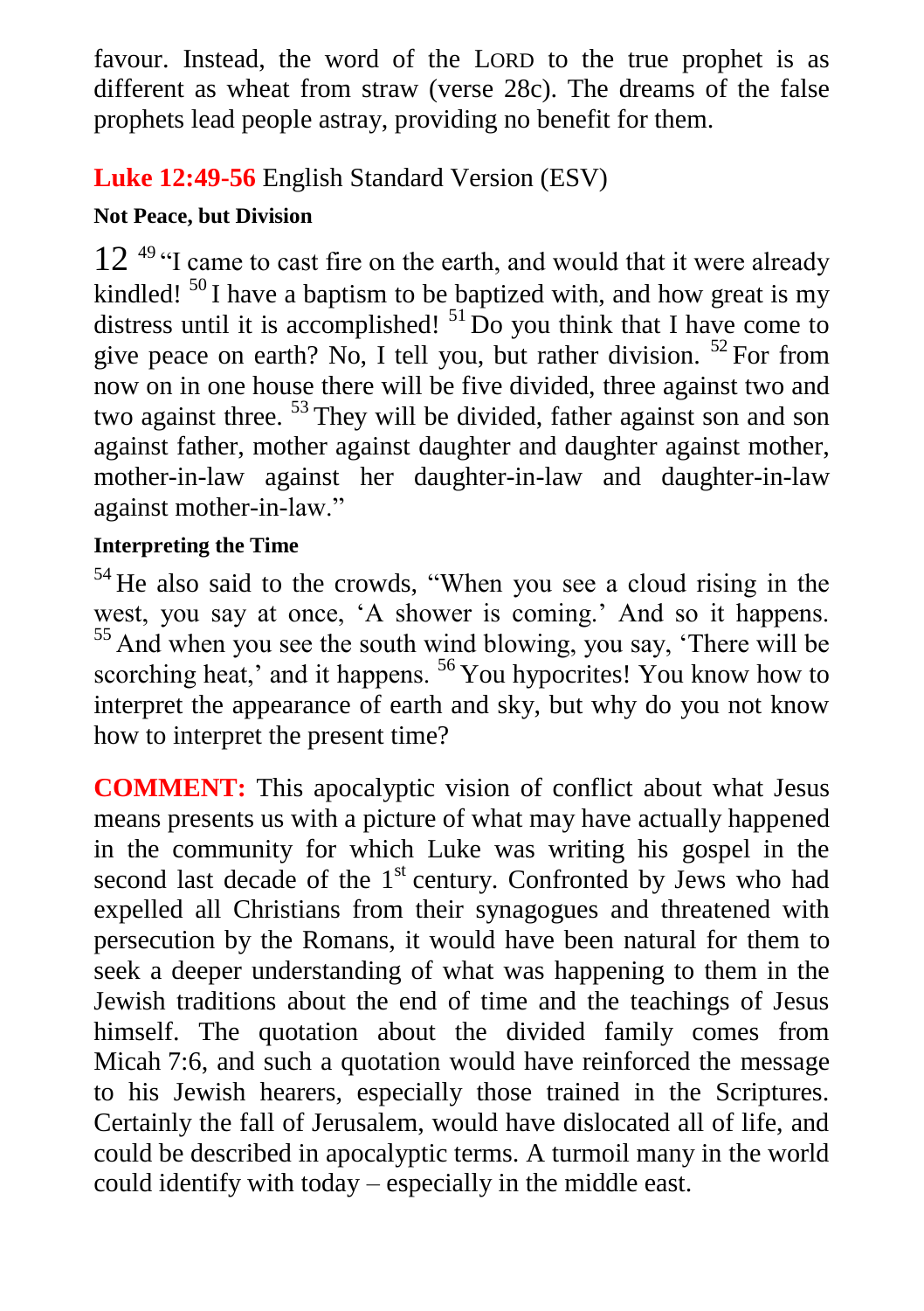favour. Instead, the word of the LORD to the true prophet is as different as wheat from straw (verse 28c). The dreams of the false prophets lead people astray, providing no benefit for them.

## **Luke 12:49-56** English Standard Version (ESV)

### Not Peace, but Division

12 [49] "I came to cast fire on the earth, and would that it were already kindled! [50] I have a baptism to be baptized with, and how great is my distress until it is accomplished! [51] Do you think that I have come to give peace on earth? No, I tell you, but rather division. [52] For from now on in one house there will be five divided, three against two and two against three. [53] They will be divided, father against son and son against father, mother against daughter and daughter against mother, mother-in-law against her daughter-in-law and daughter-in-law against mother-in-law."

### Interpreting the Time

[54] He also said to the crowds, "When you see a cloud rising in the west, you say at once, 'A shower is coming.' And so it happens. [55] And when you see the south wind blowing, you say, 'There will be scorching heat,' and it happens. [56] You hypocrites! You know how to interpret the appearance of earth and sky, but why do you not know how to interpret the present time?

**COMMENT:** This apocalyptic vision of conflict about what Jesus means presents us with a picture of what may have actually happened in the community for which Luke was writing his gospel in the second last decade of the 1st century. Confronted by Jews who had expelled all Christians from their synagogues and threatened with persecution by the Romans, it would have been natural for them to seek a deeper understanding of what was happening to them in the Jewish traditions about the end of time and the teachings of Jesus himself. The quotation about the divided family comes from Micah 7:6, and such a quotation would have reinforced the message to his Jewish hearers, especially those trained in the Scriptures. Certainly the fall of Jerusalem, would have dislocated all of life, and could be described in apocalyptic terms. A turmoil many in the world could identify with today – especially in the middle east.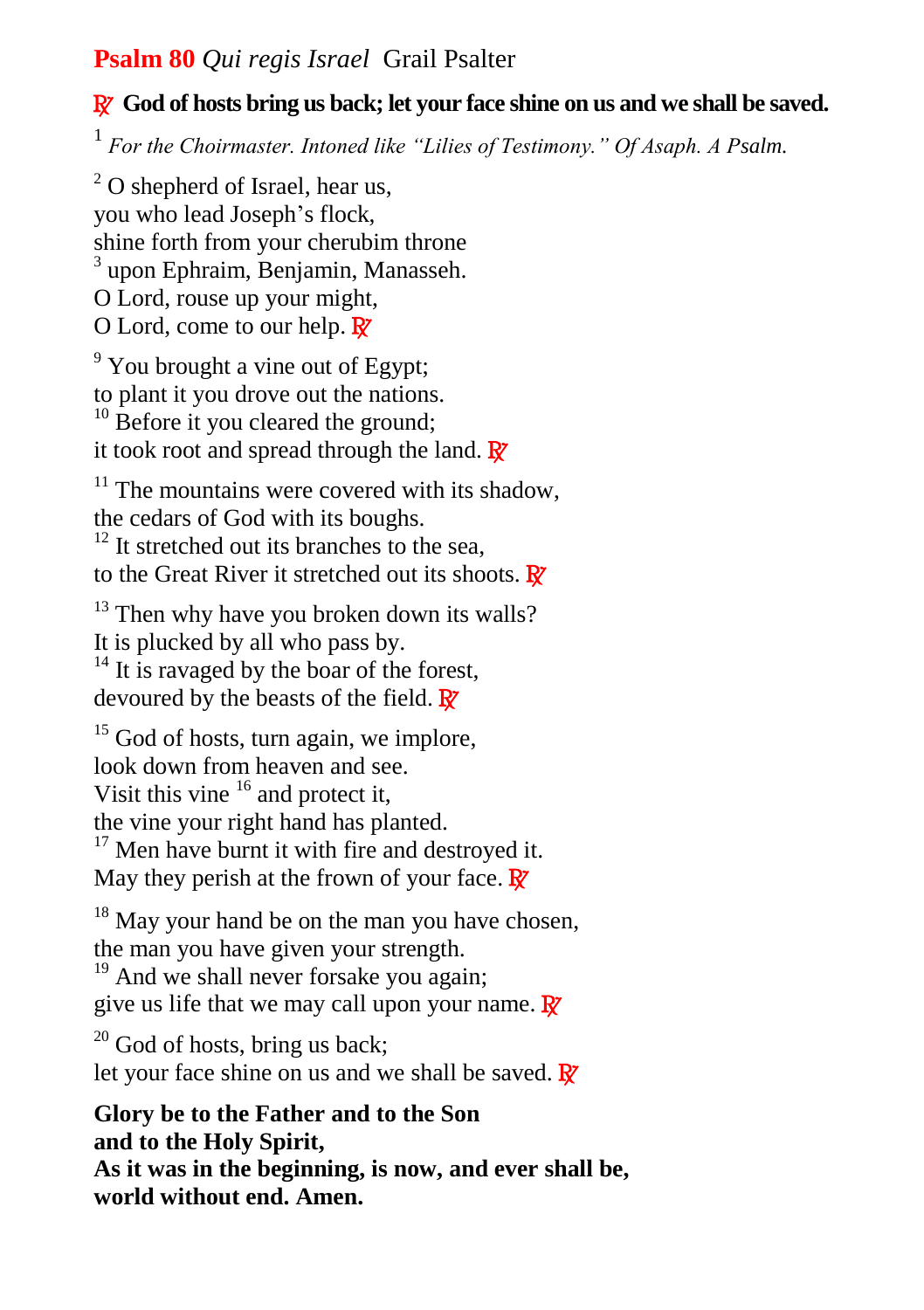## **Psalm 80** *Qui regis Israel* Grail Psalter

**℟ God of hosts bring us back; let your face shine on us and we shall be saved.**

[1] *For the Choirmaster. Intoned like "Lilies of Testimony." Of Asaph. A Psalm.*

[2] O shepherd of Israel, hear us,
you who lead Joseph's flock,
shine forth from your cherubim throne
[3] upon Ephraim, Benjamin, Manasseh.
O Lord, rouse up your might,
O Lord, come to our help. ℟

[9] You brought a vine out of Egypt;
to plant it you drove out the nations.
[10] Before it you cleared the ground;
it took root and spread through the land. ℟

[11] The mountains were covered with its shadow,
the cedars of God with its boughs.
[12] It stretched out its branches to the sea,
to the Great River it stretched out its shoots. ℟

[13] Then why have you broken down its walls?
It is plucked by all who pass by.
[14] It is ravaged by the boar of the forest,
devoured by the beasts of the field. ℟

[15] God of hosts, turn again, we implore,
look down from heaven and see.
Visit this vine [16] and protect it,
the vine your right hand has planted.
[17] Men have burnt it with fire and destroyed it.
May they perish at the frown of your face. ℟

[18] May your hand be on the man you have chosen,
the man you have given your strength.
[19] And we shall never forsake you again;
give us life that we may call upon your name. ℟

[20] God of hosts, bring us back;
let your face shine on us and we shall be saved. ℟

**Glory be to the Father and to the Son**
**and to the Holy Spirit,**
**As it was in the beginning, is now, and ever shall be,**
**world without end. Amen.**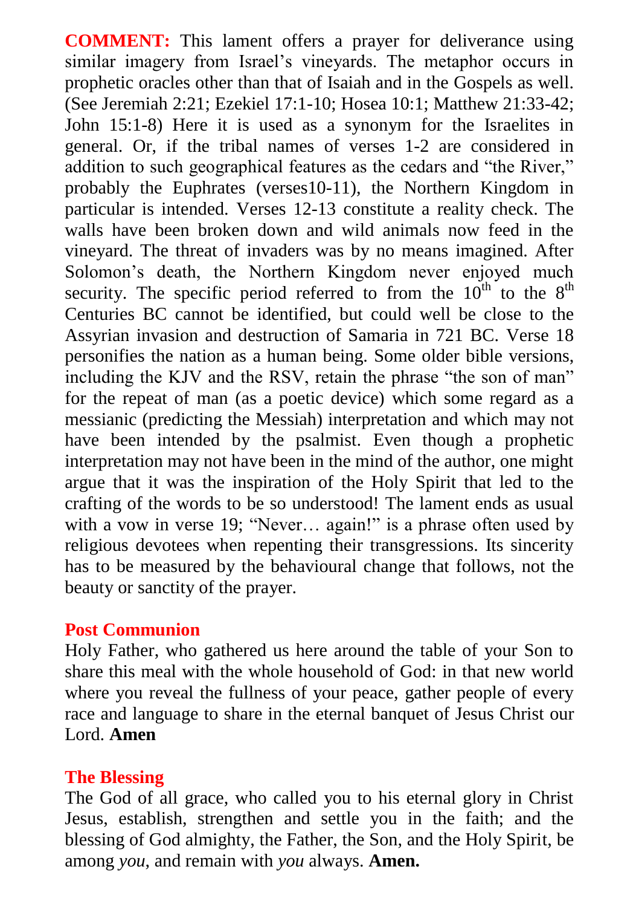**COMMENT:** This lament offers a prayer for deliverance using similar imagery from Israel's vineyards. The metaphor occurs in prophetic oracles other than that of Isaiah and in the Gospels as well. (See Jeremiah 2:21; Ezekiel 17:1-10; Hosea 10:1; Matthew 21:33-42; John 15:1-8) Here it is used as a synonym for the Israelites in general. Or, if the tribal names of verses 1-2 are considered in addition to such geographical features as the cedars and "the River," probably the Euphrates (verses10-11), the Northern Kingdom in particular is intended. Verses 12-13 constitute a reality check. The walls have been broken down and wild animals now feed in the vineyard. The threat of invaders was by no means imagined. After Solomon's death, the Northern Kingdom never enjoyed much security. The specific period referred to from the $10^{th}$ to the $8^{th}$ Centuries BC cannot be identified, but could well be close to the Assyrian invasion and destruction of Samaria in 721 BC. Verse 18 personifies the nation as a human being. Some older bible versions, including the KJV and the RSV, retain the phrase "the son of man" for the repeat of man (as a poetic device) which some regard as a messianic (predicting the Messiah) interpretation and which may not have been intended by the psalmist. Even though a prophetic interpretation may not have been in the mind of the author, one might argue that it was the inspiration of the Holy Spirit that led to the crafting of the words to be so understood! The lament ends as usual with a vow in verse 19; "Never… again!" is a phrase often used by religious devotees when repenting their transgressions. Its sincerity has to be measured by the behavioural change that follows, not the beauty or sanctity of the prayer.

## Post Communion

Holy Father, who gathered us here around the table of your Son to share this meal with the whole household of God: in that new world where you reveal the fullness of your peace, gather people of every race and language to share in the eternal banquet of Jesus Christ our Lord. **Amen**

## The Blessing

The God of all grace, who called you to his eternal glory in Christ Jesus, establish, strengthen and settle you in the faith; and the blessing of God almighty, the Father, the Son, and the Holy Spirit, be among *you*, and remain with *you* always. **Amen.**